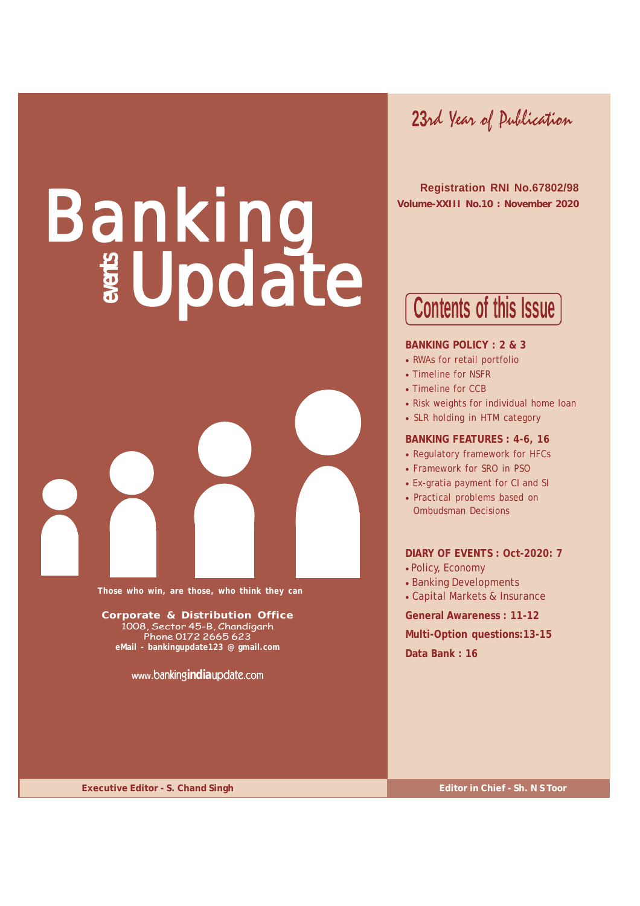# Banking events Update

*Those who win, are those, who think they can*

**Corporate & Distribution Office**
1008, Sector 45-B, Chandigarh
Phone 0172 2665 623
**eMail - bankingupdate123 @ gmail.com**

www.bankingindiaupdate.com

*23rd Year of Publication*

**Registration RNI No.67802/98**
**Volume-XXIII No.10 : November 2020**

## Contents of this Issue

**BANKING POLICY : 2 & 3**

- RWAs for retail portfolio
- Timeline for NSFR
- Timeline for CCB
- Risk weights for individual home loan
- SLR holding in HTM category

**BANKING FEATURES : 4-6, 16**

- Regulatory framework for HFCs
- Framework for SRO in PSO
- Ex-gratia payment for CI and SI
- Practical problems based on Ombudsman Decisions

**DIARY OF EVENTS : Oct-2020: 7**

- Policy, Economy
- Banking Developments
- Capital Markets & Insurance

**General Awareness : 11-12**

**Multi-Option questions:13-15**

**Data Bank : 16**

**Executive Editor - S. Chand Singh**

**Editor in Chief - Sh. N S Toor**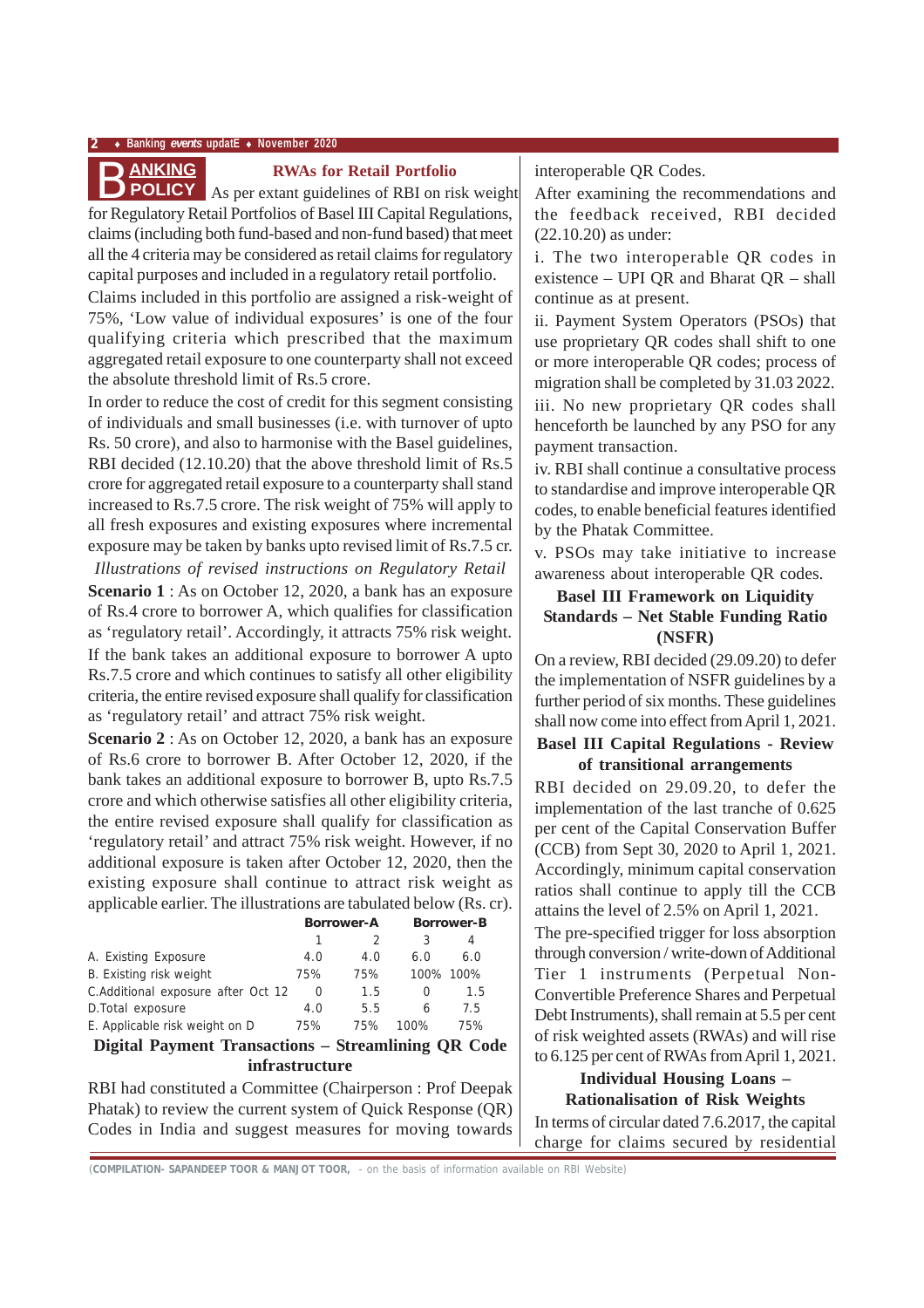## BANKING POLICY

### RWAs for Retail Portfolio

As per extant guidelines of RBI on risk weight for Regulatory Retail Portfolios of Basel III Capital Regulations, claims (including both fund-based and non-fund based) that meet all the 4 criteria may be considered as retail claims for regulatory capital purposes and included in a regulatory retail portfolio.

Claims included in this portfolio are assigned a risk-weight of 75%, 'Low value of individual exposures' is one of the four qualifying criteria which prescribed that the maximum aggregated retail exposure to one counterparty shall not exceed the absolute threshold limit of Rs.5 crore.

In order to reduce the cost of credit for this segment consisting of individuals and small businesses (i.e. with turnover of upto Rs. 50 crore), and also to harmonise with the Basel guidelines, RBI decided (12.10.20) that the above threshold limit of Rs.5 crore for aggregated retail exposure to a counterparty shall stand increased to Rs.7.5 crore. The risk weight of 75% will apply to all fresh exposures and existing exposures where incremental exposure may be taken by banks upto revised limit of Rs.7.5 cr.

*Illustrations of revised instructions on Regulatory Retail*

**Scenario 1** : As on October 12, 2020, a bank has an exposure of Rs.4 crore to borrower A, which qualifies for classification as 'regulatory retail'. Accordingly, it attracts 75% risk weight. If the bank takes an additional exposure to borrower A upto Rs.7.5 crore and which continues to satisfy all other eligibility criteria, the entire revised exposure shall qualify for classification as 'regulatory retail' and attract 75% risk weight.

**Scenario 2** : As on October 12, 2020, a bank has an exposure of Rs.6 crore to borrower B. After October 12, 2020, if the bank takes an additional exposure to borrower B, upto Rs.7.5 crore and which otherwise satisfies all other eligibility criteria, the entire revised exposure shall qualify for classification as 'regulatory retail' and attract 75% risk weight. However, if no additional exposure is taken after October 12, 2020, then the existing exposure shall continue to attract risk weight as applicable earlier. The illustrations are tabulated below (Rs. cr).

| | Borrower-A | | Borrower-B | |
|---|---|---|---|---|
| | 1 | 2 | 3 | 4 |
| A. Existing Exposure | 4.0 | 4.0 | 6.0 | 6.0 |
| B. Existing risk weight | 75% | 75% | 100% | 100% |
| C.Additional exposure after Oct 12 | 0 | 1.5 | 0 | 1.5 |
| D.Total exposure | 4.0 | 5.5 | 6 | 7.5 |
| E. Applicable risk weight on D | 75% | 75% | 100% | 75% |

### Digital Payment Transactions – Streamlining QR Code infrastructure

RBI had constituted a Committee (Chairperson : Prof Deepak Phatak) to review the current system of Quick Response (QR) Codes in India and suggest measures for moving towards interoperable QR Codes.

After examining the recommendations and the feedback received, RBI decided (22.10.20) as under:

i. The two interoperable QR codes in existence – UPI QR and Bharat QR – shall continue as at present.

ii. Payment System Operators (PSOs) that use proprietary QR codes shall shift to one or more interoperable QR codes; process of migration shall be completed by 31.03 2022.

iii. No new proprietary QR codes shall henceforth be launched by any PSO for any payment transaction.

iv. RBI shall continue a consultative process to standardise and improve interoperable QR codes, to enable beneficial features identified by the Phatak Committee.

v. PSOs may take initiative to increase awareness about interoperable QR codes.

### Basel III Framework on Liquidity Standards – Net Stable Funding Ratio (NSFR)

On a review, RBI decided (29.09.20) to defer the implementation of NSFR guidelines by a further period of six months. These guidelines shall now come into effect from April 1, 2021.

### Basel III Capital Regulations - Review of transitional arrangements

RBI decided on 29.09.20, to defer the implementation of the last tranche of 0.625 per cent of the Capital Conservation Buffer (CCB) from Sept 30, 2020 to April 1, 2021. Accordingly, minimum capital conservation ratios shall continue to apply till the CCB attains the level of 2.5% on April 1, 2021.

The pre-specified trigger for loss absorption through conversion / write-down of Additional Tier 1 instruments (Perpetual Non-Convertible Preference Shares and Perpetual Debt Instruments), shall remain at 5.5 per cent of risk weighted assets (RWAs) and will rise to 6.125 per cent of RWAs from April 1, 2021.

### Individual Housing Loans – Rationalisation of Risk Weights

In terms of circular dated 7.6.2017, the capital charge for claims secured by residential

(COMPILATION- SAPANDEEP TOOR & MANJOT TOOR, - on the basis of information available on RBI Website)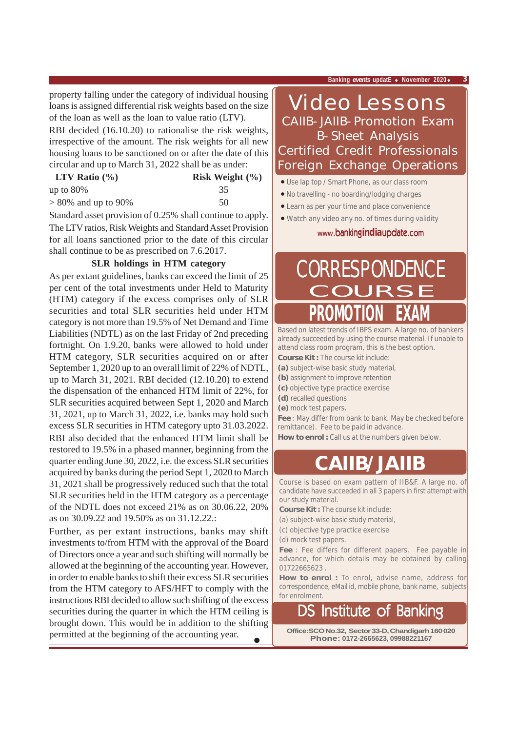property falling under the category of individual housing loans is assigned differential risk weights based on the size of the loan as well as the loan to value ratio (LTV).

RBI decided (16.10.20) to rationalise the risk weights, irrespective of the amount. The risk weights for all new housing loans to be sanctioned on or after the date of this circular and up to March 31, 2022 shall be as under:

| LTV Ratio (%) | Risk Weight (%) |
|---|---|
| up to 80% | 35 |
| > 80% and up to 90% | 50 |

Standard asset provision of 0.25% shall continue to apply. The LTV ratios, Risk Weights and Standard Asset Provision for all loans sanctioned prior to the date of this circular shall continue to be as prescribed on 7.6.2017.

### SLR holdings in HTM category

As per extant guidelines, banks can exceed the limit of 25 per cent of the total investments under Held to Maturity (HTM) category if the excess comprises only of SLR securities and total SLR securities held under HTM category is not more than 19.5% of Net Demand and Time Liabilities (NDTL) as on the last Friday of 2nd preceding fortnight. On 1.9.20, banks were allowed to hold under HTM category, SLR securities acquired on or after September 1, 2020 up to an overall limit of 22% of NDTL, up to March 31, 2021. RBI decided (12.10.20) to extend the dispensation of the enhanced HTM limit of 22%, for SLR securities acquired between Sept 1, 2020 and March 31, 2021, up to March 31, 2022, i.e. banks may hold such excess SLR securities in HTM category upto 31.03.2022. RBI also decided that the enhanced HTM limit shall be restored to 19.5% in a phased manner, beginning from the quarter ending June 30, 2022, i.e. the excess SLR securities acquired by banks during the period Sept 1, 2020 to March 31, 2021 shall be progressively reduced such that the total SLR securities held in the HTM category as a percentage of the NDTL does not exceed 21% as on 30.06.22, 20% as on 30.09.22 and 19.50% as on 31.12.22.:

Further, as per extant instructions, banks may shift investments to/from HTM with the approval of the Board of Directors once a year and such shifting will normally be allowed at the beginning of the accounting year. However, in order to enable banks to shift their excess SLR securities from the HTM category to AFS/HFT to comply with the instructions RBI decided to allow such shifting of the excess securities during the quarter in which the HTM ceiling is brought down. This would be in addition to the shifting permitted at the beginning of the accounting year. ●

# Video Lessons

## CAIIB-JAIIB-Promotion Exam
## B-Sheet Analysis
## Certified Credit Professionals
## Foreign Exchange Operations

- Use lap top / Smart Phone, as our class room
- No travelling - no boarding/lodging charges
- Learn as per your time and place convenience
- Watch any video any no. of times during validity

www.bankingindiaupdate.com

# CORRESPONDENCE COURSE

## PROMOTION EXAM

Based on latest trends of IBPS exam. A large no. of bankers already succeeded by using the course material. If unable to attend class room program, this is the best option.

**Course Kit :** The course kit include:

**(a)** subject-wise basic study material,
**(b)** assignment to improve retention
**(c)** objective type practice exercise
**(d)** recalled questions
**(e)** mock test papers.

**Fee** : May differ from bank to bank. May be checked before remittance). Fee to be paid in advance.

**How to enrol :** Call us at the numbers given below.

## CAIIB/JAIIB

Course is based on exam pattern of IIB&F. A large no. of candidate have succeeded in all 3 papers in first attempt with our study material.

**Course Kit :** The course kit include:

(a) subject-wise basic study material,
(c) objective type practice exercise
(d) mock test papers.

**Fee** : Fee differs for different papers. Fee payable in advance, for which details may be obtained by calling 01722665623 .

**How to enrol :** To enrol, advise name, address for correspondence, eMail id, mobile phone, bank name, subjects for enrolment.

## DS Institute of Banking

Office:SCO No.32, Sector 33-D, Chandigarh 160 020
Phone: 0172-2665623, 09988221167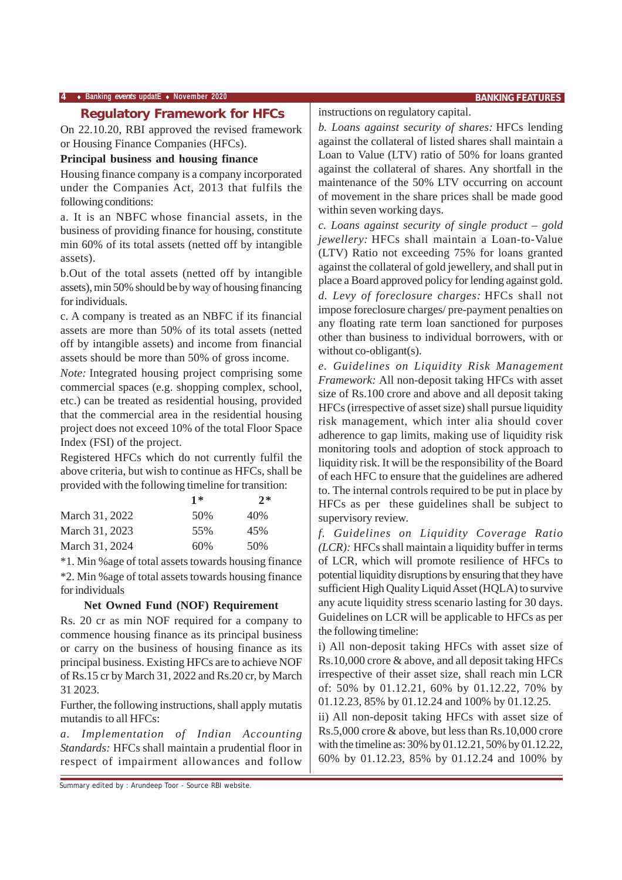## Regulatory Framework for HFCs

On 22.10.20, RBI approved the revised framework or Housing Finance Companies (HFCs).

**Principal business and housing finance**

Housing finance company is a company incorporated under the Companies Act, 2013 that fulfils the following conditions:

a. It is an NBFC whose financial assets, in the business of providing finance for housing, constitute min 60% of its total assets (netted off by intangible assets).

b.Out of the total assets (netted off by intangible assets), min 50% should be by way of housing financing for individuals.

c. A company is treated as an NBFC if its financial assets are more than 50% of its total assets (netted off by intangible assets) and income from financial assets should be more than 50% of gross income.

*Note:* Integrated housing project comprising some commercial spaces (e.g. shopping complex, school, etc.) can be treated as residential housing, provided that the commercial area in the residential housing project does not exceed 10% of the total Floor Space Index (FSI) of the project.

Registered HFCs which do not currently fulfil the above criteria, but wish to continue as HFCs, shall be provided with the following timeline for transition:

| | 1* | 2* |
|---|---|---|
| March 31, 2022 | 50% | 40% |
| March 31, 2023 | 55% | 45% |
| March 31, 2024 | 60% | 50% |

*1. Min %age of total assets towards housing finance

*2. Min %age of total assets towards housing finance for individuals

**Net Owned Fund (NOF) Requirement**

Rs. 20 cr as min NOF required for a company to commence housing finance as its principal business or carry on the business of housing finance as its principal business. Existing HFCs are to achieve NOF of Rs.15 cr by March 31, 2022 and Rs.20 cr, by March 31 2023.

Further, the following instructions, shall apply mutatis mutandis to all HFCs:

*a. Implementation of Indian Accounting Standards:* HFCs shall maintain a prudential floor in respect of impairment allowances and follow instructions on regulatory capital.

*b. Loans against security of shares:* HFCs lending against the collateral of listed shares shall maintain a Loan to Value (LTV) ratio of 50% for loans granted against the collateral of shares. Any shortfall in the maintenance of the 50% LTV occurring on account of movement in the share prices shall be made good within seven working days.

*c. Loans against security of single product – gold jewellery:* HFCs shall maintain a Loan-to-Value (LTV) Ratio not exceeding 75% for loans granted against the collateral of gold jewellery, and shall put in place a Board approved policy for lending against gold.

*d. Levy of foreclosure charges:* HFCs shall not impose foreclosure charges/ pre-payment penalties on any floating rate term loan sanctioned for purposes other than business to individual borrowers, with or without co-obligant(s).

*e. Guidelines on Liquidity Risk Management Framework:* All non-deposit taking HFCs with asset size of Rs.100 crore and above and all deposit taking HFCs (irrespective of asset size) shall pursue liquidity risk management, which inter alia should cover adherence to gap limits, making use of liquidity risk monitoring tools and adoption of stock approach to liquidity risk. It will be the responsibility of the Board of each HFC to ensure that the guidelines are adhered to. The internal controls required to be put in place by HFCs as per these guidelines shall be subject to supervisory review.

*f. Guidelines on Liquidity Coverage Ratio (LCR):* HFCs shall maintain a liquidity buffer in terms of LCR, which will promote resilience of HFCs to potential liquidity disruptions by ensuring that they have sufficient High Quality Liquid Asset (HQLA) to survive any acute liquidity stress scenario lasting for 30 days. Guidelines on LCR will be applicable to HFCs as per the following timeline:

i) All non-deposit taking HFCs with asset size of Rs.10,000 crore & above, and all deposit taking HFCs irrespective of their asset size, shall reach min LCR of: 50% by 01.12.21, 60% by 01.12.22, 70% by 01.12.23, 85% by 01.12.24 and 100% by 01.12.25.

ii) All non-deposit taking HFCs with asset size of Rs.5,000 crore & above, but less than Rs.10,000 crore with the timeline as: 30% by 01.12.21, 50% by 01.12.22, 60% by 01.12.23, 85% by 01.12.24 and 100% by

Summary edited by : Arundeep Toor - Source RBI website.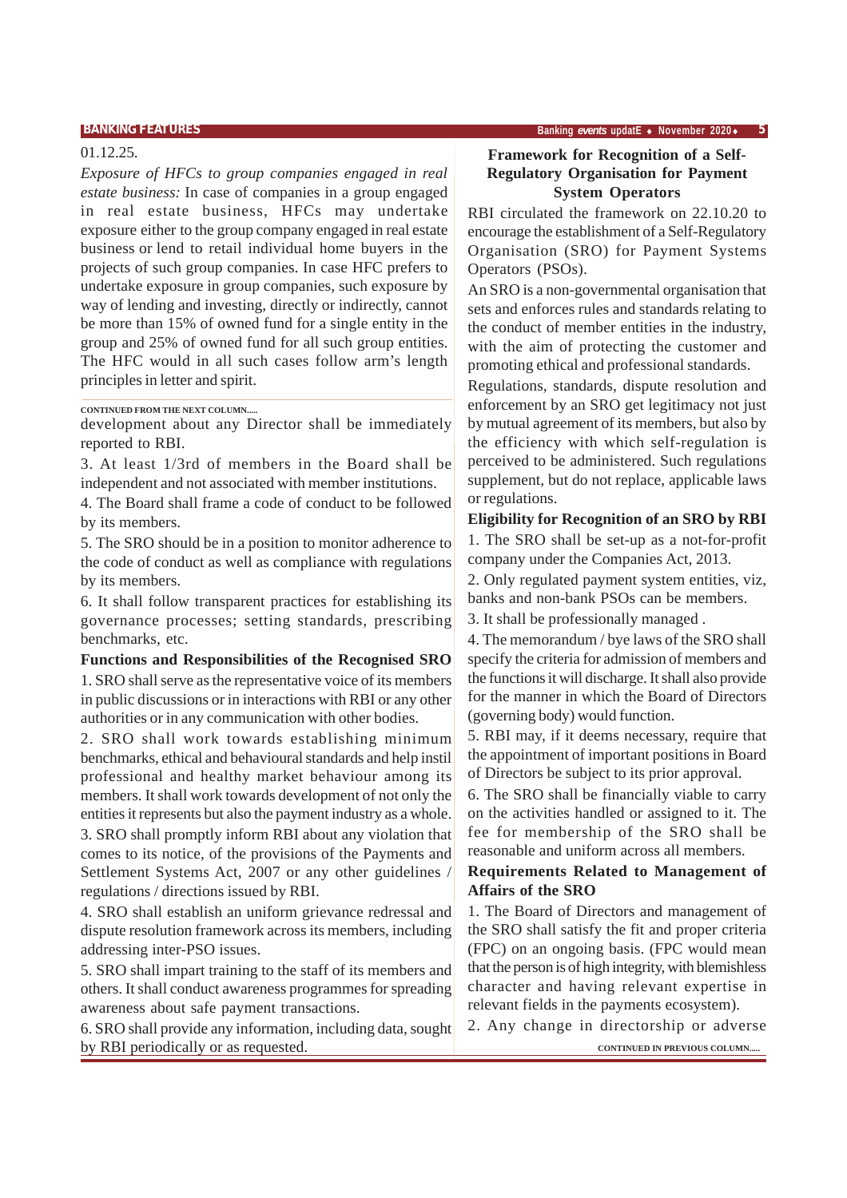01.12.25.

*Exposure of HFCs to group companies engaged in real estate business:* In case of companies in a group engaged in real estate business, HFCs may undertake exposure either to the group company engaged in real estate business or lend to retail individual home buyers in the projects of such group companies. In case HFC prefers to undertake exposure in group companies, such exposure by way of lending and investing, directly or indirectly, cannot be more than 15% of owned fund for a single entity in the group and 25% of owned fund for all such group entities. The HFC would in all such cases follow arm's length principles in letter and spirit.

## Framework for Recognition of a Self-Regulatory Organisation for Payment System Operators

RBI circulated the framework on 22.10.20 to encourage the establishment of a Self-Regulatory Organisation (SRO) for Payment Systems Operators (PSOs).

An SRO is a non-governmental organisation that sets and enforces rules and standards relating to the conduct of member entities in the industry, with the aim of protecting the customer and promoting ethical and professional standards.

Regulations, standards, dispute resolution and enforcement by an SRO get legitimacy not just by mutual agreement of its members, but also by the efficiency with which self-regulation is perceived to be administered. Such regulations supplement, but do not replace, applicable laws or regulations.

**Eligibility for Recognition of an SRO by RBI**

1. The SRO shall be set-up as a not-for-profit company under the Companies Act, 2013.
2. Only regulated payment system entities, viz, banks and non-bank PSOs can be members.
3. It shall be professionally managed .
4. The memorandum / bye laws of the SRO shall specify the criteria for admission of members and the functions it will discharge. It shall also provide for the manner in which the Board of Directors (governing body) would function.
5. RBI may, if it deems necessary, require that the appointment of important positions in Board of Directors be subject to its prior approval.
6. The SRO shall be financially viable to carry on the activities handled or assigned to it. The fee for membership of the SRO shall be reasonable and uniform across all members.

**Requirements Related to Management of Affairs of the SRO**

1. The Board of Directors and management of the SRO shall satisfy the fit and proper criteria (FPC) on an ongoing basis. (FPC would mean that the person is of high integrity, with blemishless character and having relevant expertise in relevant fields in the payments ecosystem).
2. Any change in directorship or adverse development about any Director shall be immediately reported to RBI.
3. At least 1/3rd of members in the Board shall be independent and not associated with member institutions.
4. The Board shall frame a code of conduct to be followed by its members.
5. The SRO should be in a position to monitor adherence to the code of conduct as well as compliance with regulations by its members.
6. It shall follow transparent practices for establishing its governance processes; setting standards, prescribing benchmarks, etc.

**Functions and Responsibilities of the Recognised SRO**

1. SRO shall serve as the representative voice of its members in public discussions or in interactions with RBI or any other authorities or in any communication with other bodies.
2. SRO shall work towards establishing minimum benchmarks, ethical and behavioural standards and help instil professional and healthy market behaviour among its members. It shall work towards development of not only the entities it represents but also the payment industry as a whole.
3. SRO shall promptly inform RBI about any violation that comes to its notice, of the provisions of the Payments and Settlement Systems Act, 2007 or any other guidelines / regulations / directions issued by RBI.
4. SRO shall establish an uniform grievance redressal and dispute resolution framework across its members, including addressing inter-PSO issues.
5. SRO shall impart training to the staff of its members and others. It shall conduct awareness programmes for spreading awareness about safe payment transactions.
6. SRO shall provide any information, including data, sought by RBI periodically or as requested.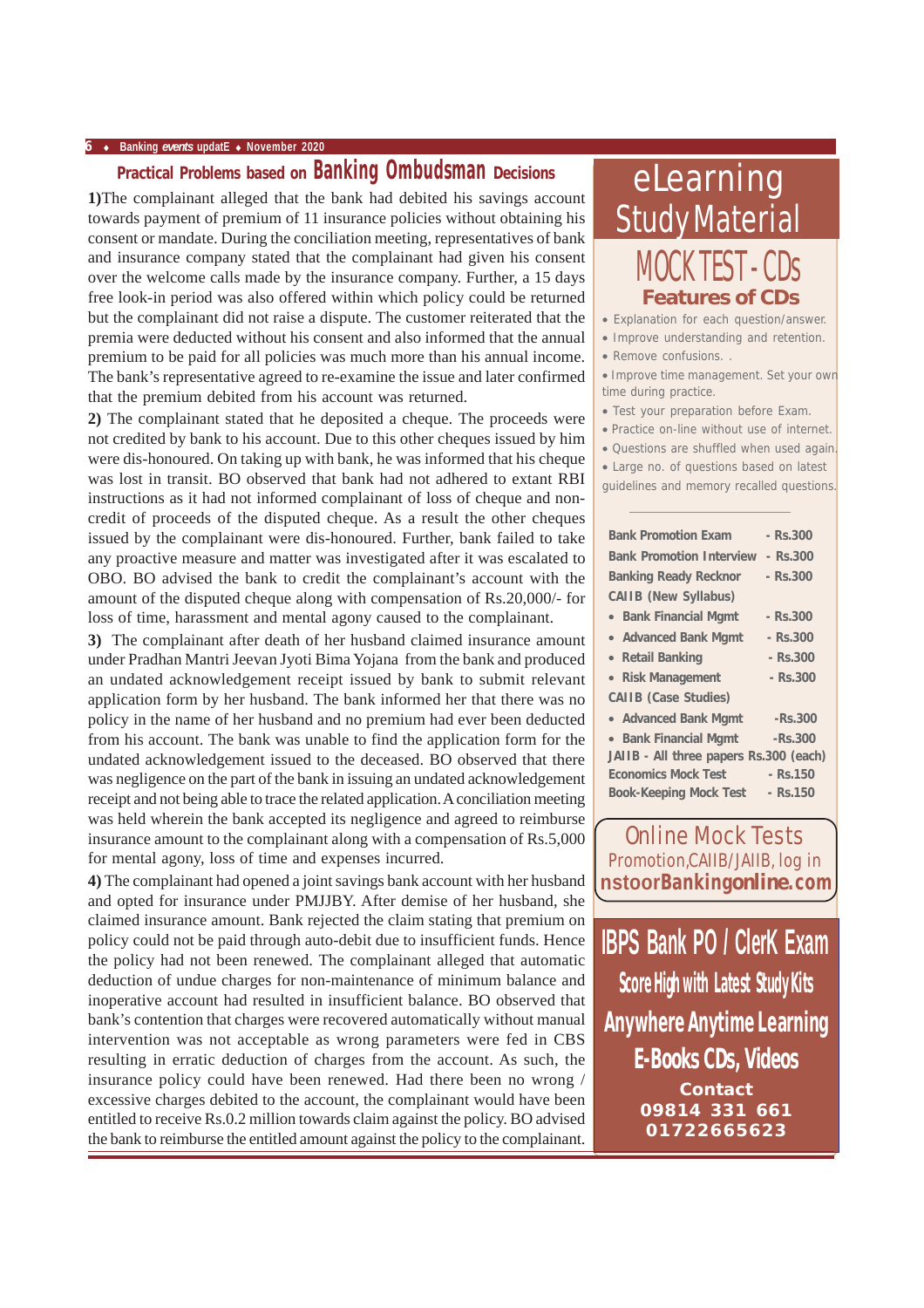## Practical Problems based on Banking Ombudsman Decisions

**1)**The complainant alleged that the bank had debited his savings account towards payment of premium of 11 insurance policies without obtaining his consent or mandate. During the conciliation meeting, representatives of bank and insurance company stated that the complainant had given his consent over the welcome calls made by the insurance company. Further, a 15 days free look-in period was also offered within which policy could be returned but the complainant did not raise a dispute. The customer reiterated that the premia were deducted without his consent and also informed that the annual premium to be paid for all policies was much more than his annual income. The bank's representative agreed to re-examine the issue and later confirmed that the premium debited from his account was returned.

**2)** The complainant stated that he deposited a cheque. The proceeds were not credited by bank to his account. Due to this other cheques issued by him were dis-honoured. On taking up with bank, he was informed that his cheque was lost in transit. BO observed that bank had not adhered to extant RBI instructions as it had not informed complainant of loss of cheque and non-credit of proceeds of the disputed cheque. As a result the other cheques issued by the complainant were dis-honoured. Further, bank failed to take any proactive measure and matter was investigated after it was escalated to OBO. BO advised the bank to credit the complainant's account with the amount of the disputed cheque along with compensation of Rs.20,000/- for loss of time, harassment and mental agony caused to the complainant.

**3)** The complainant after death of her husband claimed insurance amount under Pradhan Mantri Jeevan Jyoti Bima Yojana from the bank and produced an undated acknowledgement receipt issued by bank to submit relevant application form by her husband. The bank informed her that there was no policy in the name of her husband and no premium had ever been deducted from his account. The bank was unable to find the application form for the undated acknowledgement issued to the deceased. BO observed that there was negligence on the part of the bank in issuing an undated acknowledgement receipt and not being able to trace the related application. A conciliation meeting was held wherein the bank accepted its negligence and agreed to reimburse insurance amount to the complainant along with a compensation of Rs.5,000 for mental agony, loss of time and expenses incurred.

**4)** The complainant had opened a joint savings bank account with her husband and opted for insurance under PMJJBY. After demise of her husband, she claimed insurance amount. Bank rejected the claim stating that premium on policy could not be paid through auto-debit due to insufficient funds. Hence the policy had not been renewed. The complainant alleged that automatic deduction of undue charges for non-maintenance of minimum balance and inoperative account had resulted in insufficient balance. BO observed that bank's contention that charges were recovered automatically without manual intervention was not acceptable as wrong parameters were fed in CBS resulting in erratic deduction of charges from the account. As such, the insurance policy could have been renewed. Had there been no wrong / excessive charges debited to the account, the complainant would have been entitled to receive Rs.0.2 million towards claim against the policy. BO advised the bank to reimburse the entitled amount against the policy to the complainant.

## eLearning Study Material

### MOCK TEST - CDs

**Features of CDs**

- Explanation for each question/answer.
- Improve understanding and retention.
- Remove confusions. .
- Improve time management. Set your own time during practice.
- Test your preparation before Exam.
- Practice on-line without use of internet.
- Questions are shuffled when used again.
- Large no. of questions based on latest guidelines and memory recalled questions.

| Item | Price |
|---|---|
| Bank Promotion Exam | - Rs.300 |
| Bank Promotion Interview | - Rs.300 |
| Banking Ready Recknor | - Rs.300 |
| **CAIIB (New Syllabus)** | |
| • Bank Financial Mgmt | - Rs.300 |
| • Advanced Bank Mgmt | - Rs.300 |
| • Retail Banking | - Rs.300 |
| • Risk Management | - Rs.300 |
| **CAIIB (Case Studies)** | |
| • Advanced Bank Mgmt | -Rs.300 |
| • Bank Financial Mgmt | -Rs.300 |
| JAIIB - All three papers | Rs.300 (each) |
| Economics Mock Test | - Rs.150 |
| Book-Keeping Mock Test | - Rs.150 |

**Online Mock Tests**

Promotion,CAIIB/JAIIB, log in **nstoorBankingonline.com**

## IBPS Bank PO / ClerK Exam

**Score High with Latest Study Kits**

**Anywhere Anytime Learning**

**E-Books CDs, Videos**

**Contact**
**09814 331 661**
**01722665623**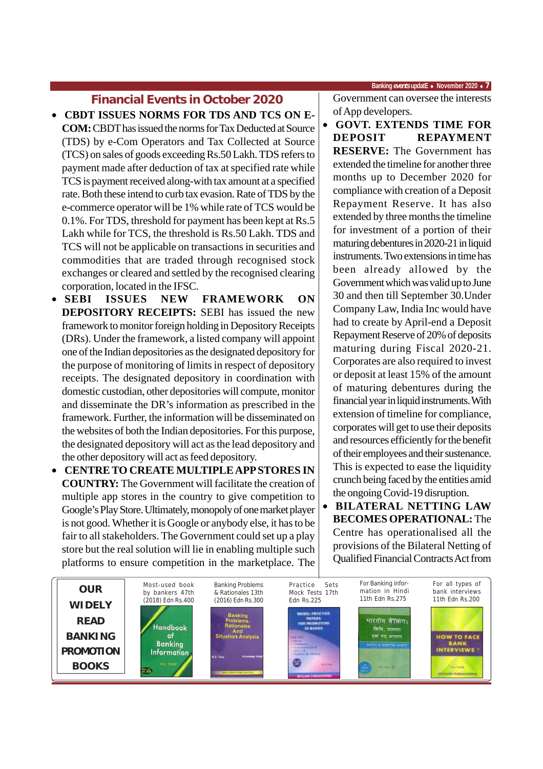## Financial Events in October 2020

- **CBDT ISSUES NORMS FOR TDS AND TCS ON E-COM:** CBDT has issued the norms for Tax Deducted at Source (TDS) by e-Com Operators and Tax Collected at Source (TCS) on sales of goods exceeding Rs.50 Lakh. TDS refers to payment made after deduction of tax at specified rate while TCS is payment received along-with tax amount at a specified rate. Both these intend to curb tax evasion. Rate of TDS by the e-commerce operator will be 1% while rate of TCS would be 0.1%. For TDS, threshold for payment has been kept at Rs.5 Lakh while for TCS, the threshold is Rs.50 Lakh. TDS and TCS will not be applicable on transactions in securities and commodities that are traded through recognised stock exchanges or cleared and settled by the recognised clearing corporation, located in the IFSC.
- **SEBI ISSUES NEW FRAMEWORK ON DEPOSITORY RECEIPTS:** SEBI has issued the new framework to monitor foreign holding in Depository Receipts (DRs). Under the framework, a listed company will appoint one of the Indian depositories as the designated depository for the purpose of monitoring of limits in respect of depository receipts. The designated depository in coordination with domestic custodian, other depositories will compute, monitor and disseminate the DR's information as prescribed in the framework. Further, the information will be disseminated on the websites of both the Indian depositories. For this purpose, the designated depository will act as the lead depository and the other depository will act as feed depository.
- **CENTRE TO CREATE MULTIPLE APP STORES IN COUNTRY:** The Government will facilitate the creation of multiple app stores in the country to give competition to Google's Play Store. Ultimately, monopoly of one market player is not good. Whether it is Google or anybody else, it has to be fair to all stakeholders. The Government could set up a play store but the real solution will lie in enabling multiple such platforms to ensure competition in the marketplace. The Government can oversee the interests of App developers.
- **GOVT. EXTENDS TIME FOR DEPOSIT REPAYMENT RESERVE:** The Government has extended the timeline for another three months up to December 2020 for compliance with creation of a Deposit Repayment Reserve. It has also extended by three months the timeline for investment of a portion of their maturing debentures in 2020-21 in liquid instruments. Two extensions in time has been already allowed by the Government which was valid up to June 30 and then till September 30.Under Company Law, India Inc would have had to create by April-end a Deposit Repayment Reserve of 20% of deposits maturing during Fiscal 2020-21. Corporates are also required to invest or deposit at least 15% of the amount of maturing debentures during the financial year in liquid instruments. With extension of timeline for compliance, corporates will get to use their deposits and resources efficiently for the benefit of their employees and their sustenance. This is expected to ease the liquidity crunch being faced by the entities amid the ongoing Covid-19 disruption.
- **BILATERAL NETTING LAW BECOMES OPERATIONAL:** The Centre has operationalised all the provisions of the Bilateral Netting of Qualified Financial Contracts Act from

**OUR WIDELY READ BANKING PROMOTION BOOKS**

| Most-used book by bankers 47th (2018) Edn Rs.400 | Banking Problems & Rationales 13th (2016) Edn Rs.300 | Practice Sets Mock Tests 17th Edn Rs.225 | For Banking information in Hindi 11th Edn Rs.275 | For all types of bank interviews 11th Edn Rs.200 |
| --- | --- | --- | --- | --- |
| Handbook of Banking Information | Banking Problems, Rationales And Situation Analysis | | भारतीय बैंकिंग: विधि, परम्परा एवं नव आयाम | HOW TO FACE BANK INTERVIEWS ? |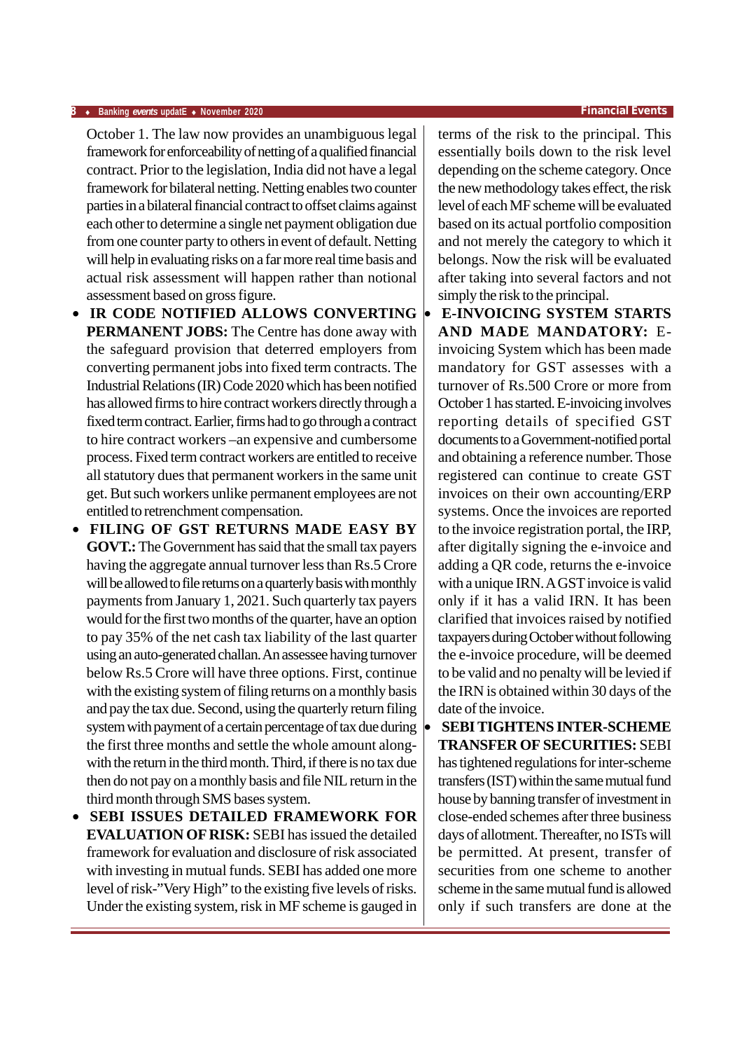October 1. The law now provides an unambiguous legal framework for enforceability of netting of a qualified financial contract. Prior to the legislation, India did not have a legal framework for bilateral netting. Netting enables two counter parties in a bilateral financial contract to offset claims against each other to determine a single net payment obligation due from one counter party to others in event of default. Netting will help in evaluating risks on a far more real time basis and actual risk assessment will happen rather than notional assessment based on gross figure.

- **IR CODE NOTIFIED ALLOWS CONVERTING PERMANENT JOBS:** The Centre has done away with the safeguard provision that deterred employers from converting permanent jobs into fixed term contracts. The Industrial Relations (IR) Code 2020 which has been notified has allowed firms to hire contract workers directly through a fixed term contract. Earlier, firms had to go through a contract to hire contract workers –an expensive and cumbersome process. Fixed term contract workers are entitled to receive all statutory dues that permanent workers in the same unit get. But such workers unlike permanent employees are not entitled to retrenchment compensation.
- **FILING OF GST RETURNS MADE EASY BY GOVT.:** The Government has said that the small tax payers having the aggregate annual turnover less than Rs.5 Crore will be allowed to file returns on a quarterly basis with monthly payments from January 1, 2021. Such quarterly tax payers would for the first two months of the quarter, have an option to pay 35% of the net cash tax liability of the last quarter using an auto-generated challan. An assessee having turnover below Rs.5 Crore will have three options. First, continue with the existing system of filing returns on a monthly basis and pay the tax due. Second, using the quarterly return filing system with payment of a certain percentage of tax due during the first three months and settle the whole amount along-with the return in the third month. Third, if there is no tax due then do not pay on a monthly basis and file NIL return in the third month through SMS bases system.
- **SEBI ISSUES DETAILED FRAMEWORK FOR EVALUATION OF RISK:** SEBI has issued the detailed framework for evaluation and disclosure of risk associated with investing in mutual funds. SEBI has added one more level of risk-"Very High" to the existing five levels of risks. Under the existing system, risk in MF scheme is gauged in terms of the risk to the principal. This essentially boils down to the risk level depending on the scheme category. Once the new methodology takes effect, the risk level of each MF scheme will be evaluated based on its actual portfolio composition and not merely the category to which it belongs. Now the risk will be evaluated after taking into several factors and not simply the risk to the principal.
- **E-INVOICING SYSTEM STARTS AND MADE MANDATORY:** E-invoicing System which has been made mandatory for GST assesses with a turnover of Rs.500 Crore or more from October 1 has started. E-invoicing involves reporting details of specified GST documents to a Government-notified portal and obtaining a reference number. Those registered can continue to create GST invoices on their own accounting/ERP systems. Once the invoices are reported to the invoice registration portal, the IRP, after digitally signing the e-invoice and adding a QR code, returns the e-invoice with a unique IRN. A GST invoice is valid only if it has a valid IRN. It has been clarified that invoices raised by notified taxpayers during October without following the e-invoice procedure, will be deemed to be valid and no penalty will be levied if the IRN is obtained within 30 days of the date of the invoice.
- **SEBI TIGHTENS INTER-SCHEME TRANSFER OF SECURITIES:** SEBI has tightened regulations for inter-scheme transfers (IST) within the same mutual fund house by banning transfer of investment in close-ended schemes after three business days of allotment. Thereafter, no ISTs will be permitted. At present, transfer of securities from one scheme to another scheme in the same mutual fund is allowed only if such transfers are done at the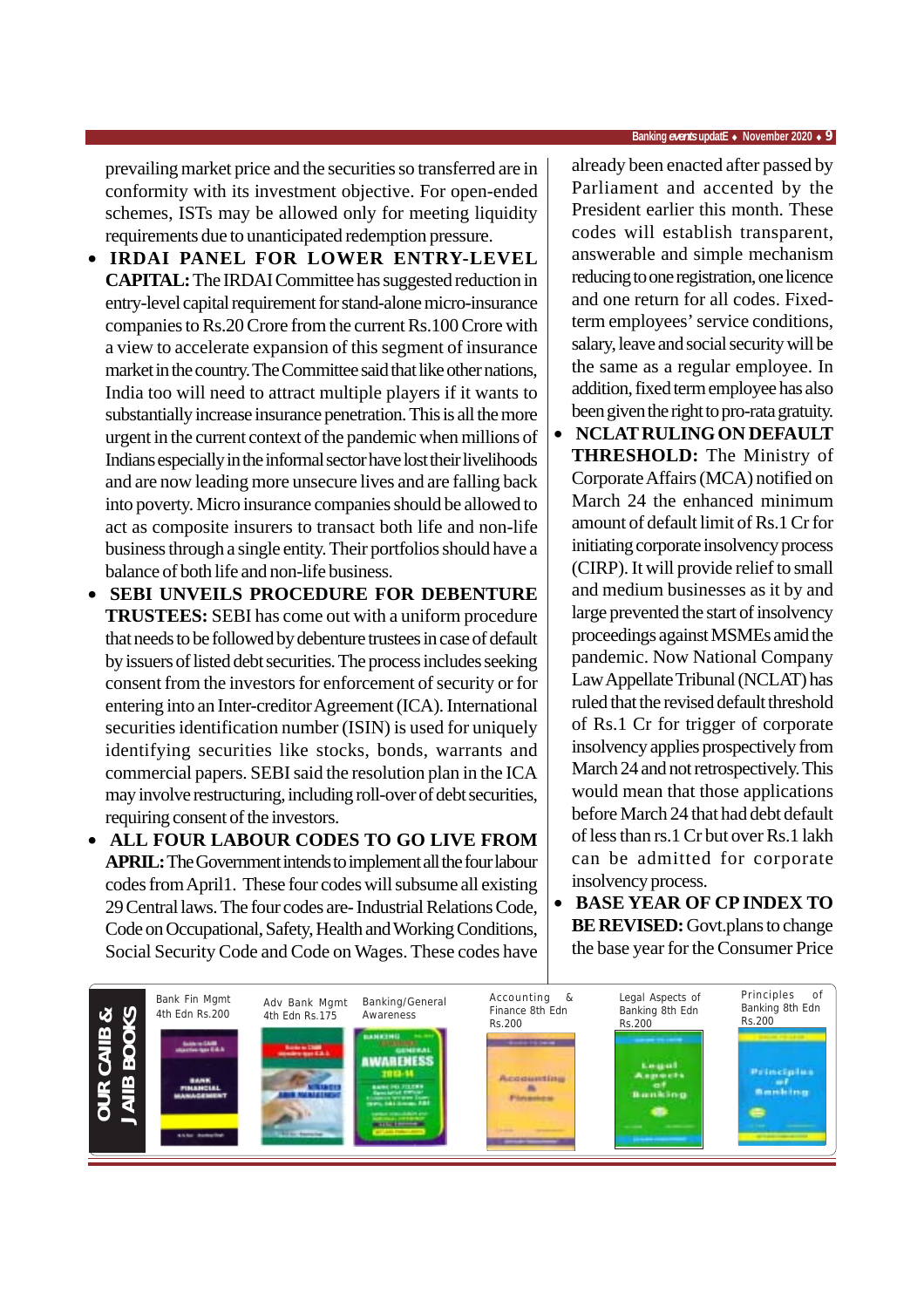prevailing market price and the securities so transferred are in conformity with its investment objective. For open-ended schemes, ISTs may be allowed only for meeting liquidity requirements due to unanticipated redemption pressure.

- **IRDAI PANEL FOR LOWER ENTRY-LEVEL CAPITAL:** The IRDAI Committee has suggested reduction in entry-level capital requirement for stand-alone micro-insurance companies to Rs.20 Crore from the current Rs.100 Crore with a view to accelerate expansion of this segment of insurance market in the country. The Committee said that like other nations, India too will need to attract multiple players if it wants to substantially increase insurance penetration. This is all the more urgent in the current context of the pandemic when millions of Indians especially in the informal sector have lost their livelihoods and are now leading more unsecure lives and are falling back into poverty. Micro insurance companies should be allowed to act as composite insurers to transact both life and non-life business through a single entity. Their portfolios should have a balance of both life and non-life business.
- **SEBI UNVEILS PROCEDURE FOR DEBENTURE TRUSTEES:** SEBI has come out with a uniform procedure that needs to be followed by debenture trustees in case of default by issuers of listed debt securities. The process includes seeking consent from the investors for enforcement of security or for entering into an Inter-creditor Agreement (ICA). International securities identification number (ISIN) is used for uniquely identifying securities like stocks, bonds, warrants and commercial papers. SEBI said the resolution plan in the ICA may involve restructuring, including roll-over of debt securities, requiring consent of the investors.
- **ALL FOUR LABOUR CODES TO GO LIVE FROM APRIL:** The Government intends to implement all the four labour codes from April1. These four codes will subsume all existing 29 Central laws. The four codes are- Industrial Relations Code, Code on Occupational, Safety, Health and Working Conditions, Social Security Code and Code on Wages. These codes have already been enacted after passed by Parliament and accented by the President earlier this month. These codes will establish transparent, answerable and simple mechanism reducing to one registration, one licence and one return for all codes. Fixed-term employees' service conditions, salary, leave and social security will be the same as a regular employee. In addition, fixed term employee has also been given the right to pro-rata gratuity.
- **NCLAT RULING ON DEFAULT THRESHOLD:** The Ministry of Corporate Affairs (MCA) notified on March 24 the enhanced minimum amount of default limit of Rs.1 Cr for initiating corporate insolvency process (CIRP). It will provide relief to small and medium businesses as it by and large prevented the start of insolvency proceedings against MSMEs amid the pandemic. Now National Company Law Appellate Tribunal (NCLAT) has ruled that the revised default threshold of Rs.1 Cr for trigger of corporate insolvency applies prospectively from March 24 and not retrospectively. This would mean that those applications before March 24 that had debt default of less than rs.1 Cr but over Rs.1 lakh can be admitted for corporate insolvency process.
- **BASE YEAR OF CP INDEX TO BE REVISED:** Govt.plans to change the base year for the Consumer Price

**OUR CAIIB & JAIIB BOOKS**

Bank Fin Mgmt 4th Edn Rs.200 | Adv Bank Mgmt 4th Edn Rs.175 | Banking/General Awareness | Accounting & Finance 8th Edn Rs.200 | Legal Aspects of Banking 8th Edn Rs.200 | Principles of Banking 8th Edn Rs.200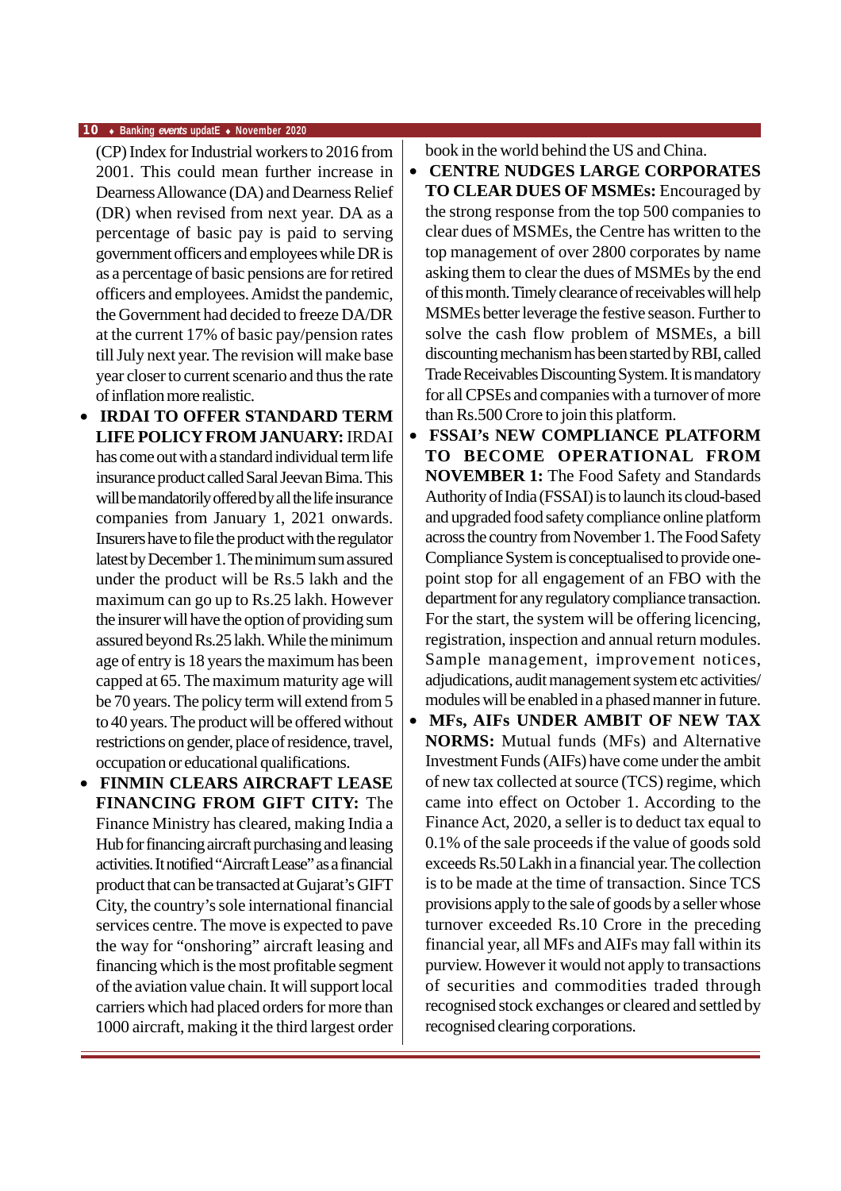(CP) Index for Industrial workers to 2016 from 2001. This could mean further increase in Dearness Allowance (DA) and Dearness Relief (DR) when revised from next year. DA as a percentage of basic pay is paid to serving government officers and employees while DR is as a percentage of basic pensions are for retired officers and employees. Amidst the pandemic, the Government had decided to freeze DA/DR at the current 17% of basic pay/pension rates till July next year. The revision will make base year closer to current scenario and thus the rate of inflation more realistic.

- **IRDAI TO OFFER STANDARD TERM LIFE POLICY FROM JANUARY:** IRDAI has come out with a standard individual term life insurance product called Saral Jeevan Bima. This will be mandatorily offered by all the life insurance companies from January 1, 2021 onwards. Insurers have to file the product with the regulator latest by December 1. The minimum sum assured under the product will be Rs.5 lakh and the maximum can go up to Rs.25 lakh. However the insurer will have the option of providing sum assured beyond Rs.25 lakh. While the minimum age of entry is 18 years the maximum has been capped at 65. The maximum maturity age will be 70 years. The policy term will extend from 5 to 40 years. The product will be offered without restrictions on gender, place of residence, travel, occupation or educational qualifications.
- **FINMIN CLEARS AIRCRAFT LEASE FINANCING FROM GIFT CITY:** The Finance Ministry has cleared, making India a Hub for financing aircraft purchasing and leasing activities. It notified "Aircraft Lease" as a financial product that can be transacted at Gujarat's GIFT City, the country's sole international financial services centre. The move is expected to pave the way for "onshoring" aircraft leasing and financing which is the most profitable segment of the aviation value chain. It will support local carriers which had placed orders for more than 1000 aircraft, making it the third largest order book in the world behind the US and China.
- **CENTRE NUDGES LARGE CORPORATES TO CLEAR DUES OF MSMEs:** Encouraged by the strong response from the top 500 companies to clear dues of MSMEs, the Centre has written to the top management of over 2800 corporates by name asking them to clear the dues of MSMEs by the end of this month. Timely clearance of receivables will help MSMEs better leverage the festive season. Further to solve the cash flow problem of MSMEs, a bill discounting mechanism has been started by RBI, called Trade Receivables Discounting System. It is mandatory for all CPSEs and companies with a turnover of more than Rs.500 Crore to join this platform.
- **FSSAI's NEW COMPLIANCE PLATFORM TO BECOME OPERATIONAL FROM NOVEMBER 1:** The Food Safety and Standards Authority of India (FSSAI) is to launch its cloud-based and upgraded food safety compliance online platform across the country from November 1. The Food Safety Compliance System is conceptualised to provide one-point stop for all engagement of an FBO with the department for any regulatory compliance transaction. For the start, the system will be offering licencing, registration, inspection and annual return modules. Sample management, improvement notices, adjudications, audit management system etc activities/ modules will be enabled in a phased manner in future.
- **MFs, AIFs UNDER AMBIT OF NEW TAX NORMS:** Mutual funds (MFs) and Alternative Investment Funds (AIFs) have come under the ambit of new tax collected at source (TCS) regime, which came into effect on October 1. According to the Finance Act, 2020, a seller is to deduct tax equal to 0.1% of the sale proceeds if the value of goods sold exceeds Rs.50 Lakh in a financial year. The collection is to be made at the time of transaction. Since TCS provisions apply to the sale of goods by a seller whose turnover exceeded Rs.10 Crore in the preceding financial year, all MFs and AIFs may fall within its purview. However it would not apply to transactions of securities and commodities traded through recognised stock exchanges or cleared and settled by recognised clearing corporations.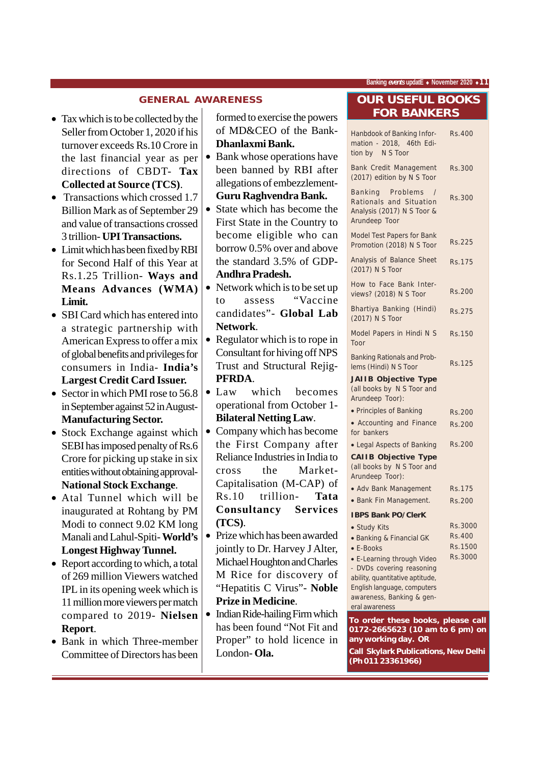## GENERAL AWARENESS

- Tax which is to be collected by the Seller from October 1, 2020 if his turnover exceeds Rs.10 Crore in the last financial year as per directions of CBDT- **Tax Collected at Source (TCS)**.
- Transactions which crossed 1.7 Billion Mark as of September 29 and value of transactions crossed 3 trillion- **UPI Transactions.**
- Limit which has been fixed by RBI for Second Half of this Year at Rs.1.25 Trillion- **Ways and Means Advances (WMA) Limit.**
- SBI Card which has entered into a strategic partnership with American Express to offer a mix of global benefits and privileges for consumers in India- **India's Largest Credit Card Issuer.**
- Sector in which PMI rose to 56.8 in September against 52 in August- **Manufacturing Sector.**
- Stock Exchange against which SEBI has imposed penalty of Rs.6 Crore for picking up stake in six entities without obtaining approval- **National Stock Exchange**.
- Atal Tunnel which will be inaugurated at Rohtang by PM Modi to connect 9.02 KM long Manali and Lahul-Spiti- **World's Longest Highway Tunnel.**
- Report according to which, a total of 269 million Viewers watched IPL in its opening week which is 11 million more viewers per match compared to 2019- **Nielsen Report**.
- Bank in which Three-member Committee of Directors has been formed to exercise the powers of MD&CEO of the Bank- **Dhanlaxmi Bank.**
- Bank whose operations have been banned by RBI after allegations of embezzlement- **Guru Raghvendra Bank.**
- State which has become the First State in the Country to become eligible who can borrow 0.5% over and above the standard 3.5% of GDP- **Andhra Pradesh.**
- Network which is to be set up to assess "Vaccine candidates"- **Global Lab Network**.
- Regulator which is to rope in Consultant for hiving off NPS Trust and Structural Rejig- **PFRDA**.
- Law which becomes operational from October 1- **Bilateral Netting Law**.
- Company which has become the First Company after Reliance Industries in India to cross the Market-Capitalisation (M-CAP) of Rs.10 trillion- **Tata Consultancy Services (TCS)**.
- Prize which has been awarded jointly to Dr. Harvey J Alter, Michael Houghton and Charles M Rice for discovery of "Hepatitis C Virus"- **Noble Prize in Medicine**.
- Indian Ride-hailing Firm which has been found "Not Fit and Proper" to hold licence in London- **Ola.**

## OUR USEFUL BOOKS FOR BANKERS

| Book | Price |
|---|---|
| Hanbdook of Banking Information - 2018, 46th Edition by N S Toor | Rs.400 |
| Bank Credit Management (2017) edition by N S Toor | Rs.300 |
| Banking Problems / Rationals and Situation Analysis (2017) N S Toor & Arundeep Toor | Rs.300 |
| Model Test Papers for Bank Promotion (2018) N S Toor | Rs.225 |
| Analysis of Balance Sheet (2017) N S Toor | Rs.175 |
| How to Face Bank Interviews? (2018) N S Toor | Rs.200 |
| Bhartiya Banking (Hindi) (2017) N S Toor | Rs.275 |
| Model Papers in Hindi N S Toor | Rs.150 |
| Banking Rationals and Problems (Hindi) N S Toor | Rs.125 |
| **JAIIB Objective Type** (all books by N S Toor and Arundeep Toor): | |
| • Principles of Banking | Rs.200 |
| • Accounting and Finance for bankers | Rs.200 |
| • Legal Aspects of Banking | Rs.200 |
| **CAIIB Objective Type** (all books by N S Toor and Arundeep Toor): | |
| • Adv Bank Management | Rs.175 |
| • Bank Fin Management. | Rs.200 |
| **IBPS Bank PO/ClerK** | |
| • Study Kits | Rs.3000 |
| • Banking & Financial GK | Rs.400 |
| • E-Books | Rs.1500 |
| • E-Learning through Video - DVDs covering reasoning ability, quantitative aptitude, English language, computers awareness, Banking & general awareness | Rs.3000 |

**To order these books, please call 0172-2665623 (10 am to 6 pm) on any working day. OR**

**Call Skylark Publications, New Delhi (Ph 011 23361966)**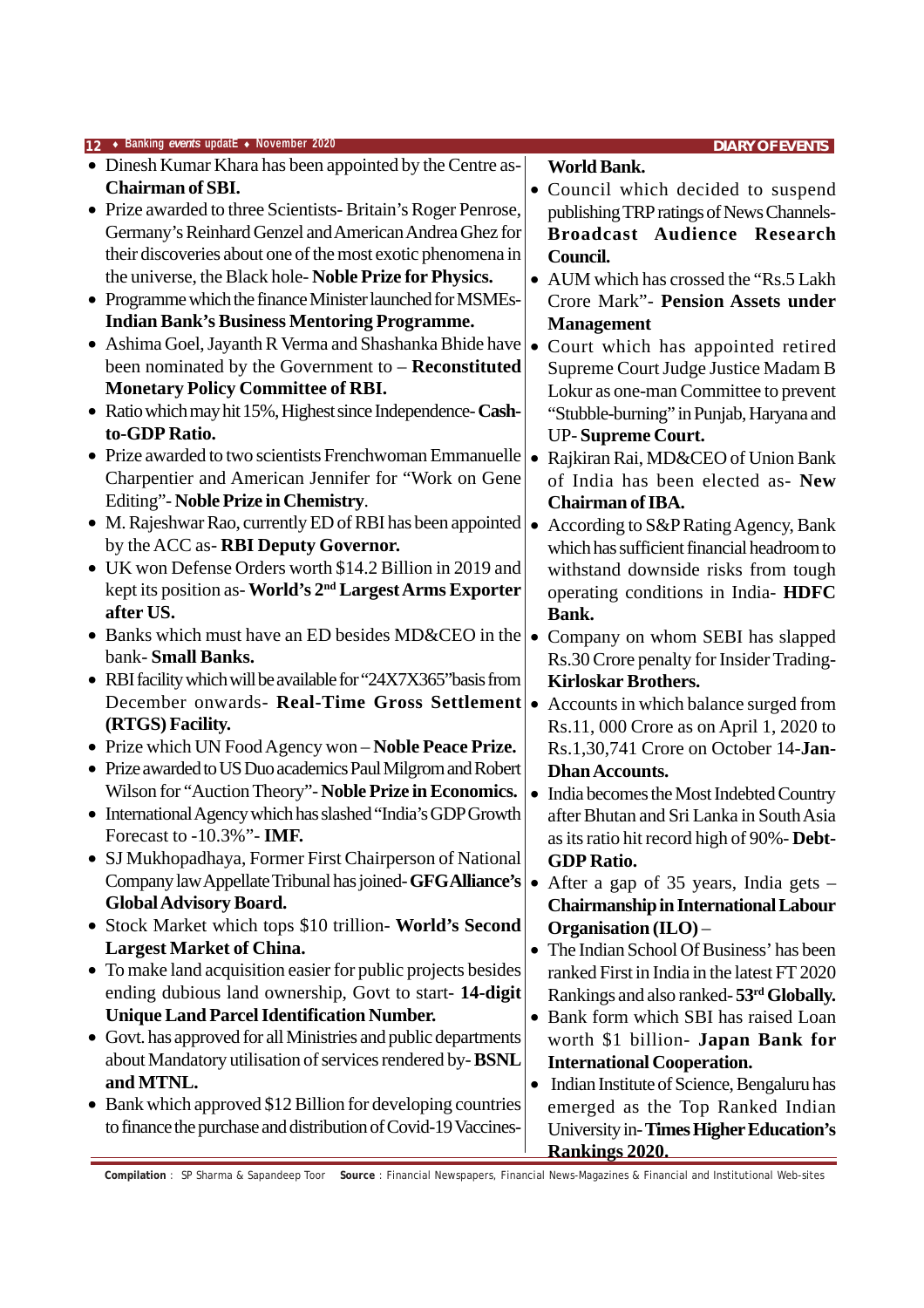- Dinesh Kumar Khara has been appointed by the Centre as- **Chairman of SBI.**
- Prize awarded to three Scientists- Britain's Roger Penrose, Germany's Reinhard Genzel and American Andrea Ghez for their discoveries about one of the most exotic phenomena in the universe, the Black hole- **Noble Prize for Physics.**
- Programme which the finance Minister launched for MSMEs- **Indian Bank's Business Mentoring Programme.**
- Ashima Goel, Jayanth R Verma and Shashanka Bhide have been nominated by the Government to – **Reconstituted Monetary Policy Committee of RBI.**
- Ratio which may hit 15%, Highest since Independence- **Cash-to-GDP Ratio.**
- Prize awarded to two scientists Frenchwoman Emmanuelle Charpentier and American Jennifer for "Work on Gene Editing"- **Noble Prize in Chemistry**.
- M. Rajeshwar Rao, currently ED of RBI has been appointed by the ACC as- **RBI Deputy Governor.**
- UK won Defense Orders worth $14.2 Billion in 2019 and kept its position as- **World's 2nd Largest Arms Exporter after US.**
- Banks which must have an ED besides MD&CEO in the bank- **Small Banks.**
- RBI facility which will be available for "24X7X365"basis from December onwards- **Real-Time Gross Settlement (RTGS) Facility.**
- Prize which UN Food Agency won – **Noble Peace Prize.**
- Prize awarded to US Duo academics Paul Milgrom and Robert Wilson for "Auction Theory"- **Noble Prize in Economics.**
- International Agency which has slashed "India's GDP Growth Forecast to -10.3%"- **IMF.**
- SJ Mukhopadhaya, Former First Chairperson of National Company law Appellate Tribunal has joined- **GFG Alliance's Global Advisory Board.**
- Stock Market which tops $10 trillion- **World's Second Largest Market of China.**
- To make land acquisition easier for public projects besides ending dubious land ownership, Govt to start- **14-digit Unique Land Parcel Identification Number.**
- Govt. has approved for all Ministries and public departments about Mandatory utilisation of services rendered by- **BSNL and MTNL.**
- Bank which approved $12 Billion for developing countries to finance the purchase and distribution of Covid-19 Vaccines- **World Bank.**
- Council which decided to suspend publishing TRP ratings of News Channels- **Broadcast Audience Research Council.**
- AUM which has crossed the "Rs.5 Lakh Crore Mark"- **Pension Assets under Management**
- Court which has appointed retired Supreme Court Judge Justice Madam B Lokur as one-man Committee to prevent "Stubble-burning" in Punjab, Haryana and UP- **Supreme Court.**
- Rajkiran Rai, MD&CEO of Union Bank of India has been elected as- **New Chairman of IBA.**
- According to S&P Rating Agency, Bank which has sufficient financial headroom to withstand downside risks from tough operating conditions in India- **HDFC Bank.**
- Company on whom SEBI has slapped Rs.30 Crore penalty for Insider Trading- **Kirloskar Brothers.**
- Accounts in which balance surged from Rs.11, 000 Crore as on April 1, 2020 to Rs.1,30,741 Crore on October 14-**Jan-Dhan Accounts.**
- India becomes the Most Indebted Country after Bhutan and Sri Lanka in South Asia as its ratio hit record high of 90%- **Debt-GDP Ratio.**
- After a gap of 35 years, India gets – **Chairmanship in International Labour Organisation (ILO)** –
- The Indian School Of Business' has been ranked First in India in the latest FT 2020 Rankings and also ranked- **53rd Globally.**
- Bank form which SBI has raised Loan worth $1 billion- **Japan Bank for International Cooperation.**
- Indian Institute of Science, Bengaluru has emerged as the Top Ranked Indian University in- **Times Higher Education's Rankings 2020.**

**Compilation** : SP Sharma & Sapandeep Toor **Source** : Financial Newspapers, Financial News-Magazines & Financial and Institutional Web-sites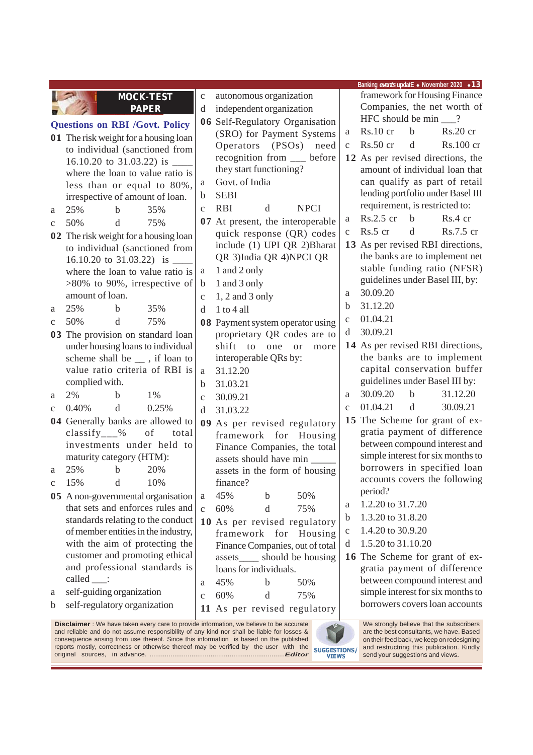## MOCK-TEST PAPER

### Questions on RBI /Govt. Policy

**01** The risk weight for a housing loan to individual (sanctioned from 16.10.20 to 31.03.22) is ____ where the loan to value ratio is less than or equal to 80%, irrespective of amount of loan.

a 25% b 35%
c 50% d 75%

**02** The risk weight for a housing loan to individual (sanctioned from 16.10.20 to 31.03.22) is ____ where the loan to value ratio is >80% to 90%, irrespective of amount of loan.

a 25% b 35%
c 50% d 75%

**03** The provision on standard loan under housing loans to individual scheme shall be __ , if loan to value ratio criteria of RBI is complied with.

a 2% b 1%
c 0.40% d 0.25%

**04** Generally banks are allowed to classify___% of total investments under held to maturity category (HTM):

a 25% b 20%
c 15% d 10%

**05** A non-governmental organisation that sets and enforces rules and standards relating to the conduct of member entities in the industry, with the aim of protecting the customer and promoting ethical and professional standards is called ___:

a self-guiding organization
b self-regulatory organization
c autonomous organization
d independent organization

**06** Self-Regulatory Organisation (SRO) for Payment Systems Operators (PSOs) need recognition from ___ before they start functioning?

a Govt. of India
b SEBI
c RBI d NPCI

**07** At present, the interoperable quick response (QR) codes include (1) UPI QR 2)Bharat QR 3)India QR 4)NPCI QR

a 1 and 2 only
b 1 and 3 only
c 1, 2 and 3 only
d 1 to 4 all

**08** Payment system operator using proprietary QR codes are to shift to one or more interoperable QRs by:

a 31.12.20
b 31.03.21
c 30.09.21
d 31.03.22

**09** As per revised regulatory framework for Housing Finance Companies, the total assets should have min _____ assets in the form of housing finance?

a 45% b 50%
c 60% d 75%

**10** As per revised regulatory framework for Housing Finance Companies, out of total assets____ should be housing loans for individuals.

a 45% b 50%
c 60% d 75%

**11** As per revised regulatory framework for Housing Finance Companies, the net worth of HFC should be min ___?

a Rs.10 cr b Rs.20 cr
c Rs.50 cr d Rs.100 cr

**12** As per revised directions, the amount of individual loan that can qualify as part of retail lending portfolio under Basel III requirement, is restricted to:

a Rs.2.5 cr b Rs.4 cr
c Rs.5 cr d Rs.7.5 cr

**13** As per revised RBI directions, the banks are to implement net stable funding ratio (NFSR) guidelines under Basel III, by:

a 30.09.20
b 31.12.20
c 01.04.21
d 30.09.21

**14** As per revised RBI directions, the banks are to implement capital conservation buffer guidelines under Basel III by:

a 30.09.20 b 31.12.20
c 01.04.21 d 30.09.21

**15** The Scheme for grant of ex-gratia payment of difference between compound interest and simple interest for six months to borrowers in specified loan accounts covers the following period?

a 1.2.20 to 31.7.20
b 1.3.20 to 31.8.20
c 1.4.20 to 30.9.20
d 1.5.20 to 31.10.20

**16** The Scheme for grant of ex-gratia payment of difference between compound interest and simple interest for six months to borrowers covers loan accounts

---

**Disclaimer** : We have taken every care to provide information, we believe to be accurate and reliable and do not assume responsibility of any kind nor shall be liable for losses & consequence arising from use thereof. Since this information is based on the published reports mostly, correctness or otherwise thereof may be verified by the user with the original sources, in advance. ....................................................................*Editor*

**SUGGESTIONS/ VIEWS**

We strongly believe that the subscribers are the best consultants, we have. Based on their feed back, we keep on redesigning and restructring this publication. Kindly send your suggestions and views.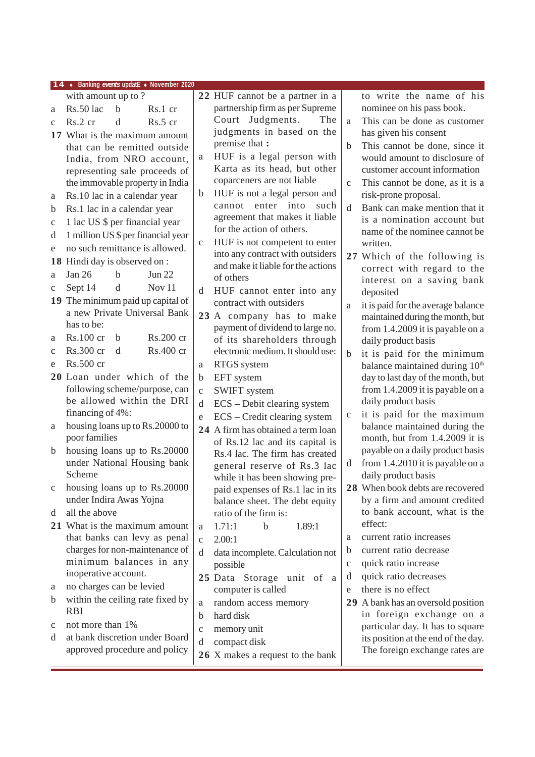with amount up to ?

a Rs.50 lac b Rs.1 cr
c Rs.2 cr d Rs.5 cr

**17** What is the maximum amount that can be remitted outside India, from NRO account, representing sale proceeds of the immovable property in India

a Rs.10 lac in a calendar year
b Rs.1 lac in a calendar year
c 1 lac US $ per financial year
d 1 million US $ per financial year
e no such remittance is allowed.

**18** Hindi day is observed on :

a Jan 26 b Jun 22
c Sept 14 d Nov 11

**19** The minimum paid up capital of a new Private Universal Bank has to be:

a Rs.100 cr b Rs.200 cr
c Rs.300 cr d Rs.400 cr
e Rs.500 cr

**20** Loan under which of the following scheme/purpose, can be allowed within the DRI financing of 4%:

a housing loans up to Rs.20000 to poor families
b housing loans up to Rs.20000 under National Housing bank Scheme
c housing loans up to Rs.20000 under Indira Awas Yojna
d all the above

**21** What is the maximum amount that banks can levy as penal charges for non-maintenance of minimum balances in any inoperative account.

a no charges can be levied
b within the ceiling rate fixed by RBI
c not more than 1%
d at bank discretion under Board approved procedure and policy

**22** HUF cannot be a partner in a partnership firm as per Supreme Court Judgments. The judgments in based on the premise that **:**

a HUF is a legal person with Karta as its head, but other coparceners are not liable
b HUF is not a legal person and cannot enter into such agreement that makes it liable for the action of others.
c HUF is not competent to enter into any contract with outsiders and make it liable for the actions of others
d HUF cannot enter into any contract with outsiders

**23** A company has to make payment of dividend to large no. of its shareholders through electronic medium. It should use:

a RTGS system
b EFT system
c SWIFT system
d ECS – Debit clearing system
e ECS – Credit clearing system

**24** A firm has obtained a term loan of Rs.12 lac and its capital is Rs.4 lac. The firm has created general reserve of Rs.3 lac while it has been showing pre-paid expenses of Rs.1 lac in its balance sheet. The debt equity ratio of the firm is:

a 1.71:1 b 1.89:1
c 2.00:1
d data incomplete. Calculation not possible

**25** Data Storage unit of a computer is called

a random access memory
b hard disk
c memory unit
d compact disk

**26** X makes a request to the bank to write the name of his nominee on his pass book.

a This can be done as customer has given his consent
b This cannot be done, since it would amount to disclosure of customer account information
c This cannot be done, as it is a risk-prone proposal.
d Bank can make mention that it is a nomination account but name of the nominee cannot be written.

**27** Which of the following is correct with regard to the interest on a saving bank deposited

a it is paid for the average balance maintained during the month, but from 1.4.2009 is payable on a daily product basis
b it is paid for the minimum balance maintained during 10th day to last day of the month, but from 1.4.2009 it is payable on a daily product basis
c it is paid for the maximum balance maintained during the month, but from 1.4.2009 it is payable on a daily product basis
d from 1.4.2010 it is payable on a daily product basis

**28** When book debts are recovered by a firm and amount credited to bank account, what is the effect:

a current ratio increases
b current ratio decrease
c quick ratio increase
d quick ratio decreases
e there is no effect

**29** A bank has an oversold position in foreign exchange on a particular day. It has to square its position at the end of the day. The foreign exchange rates are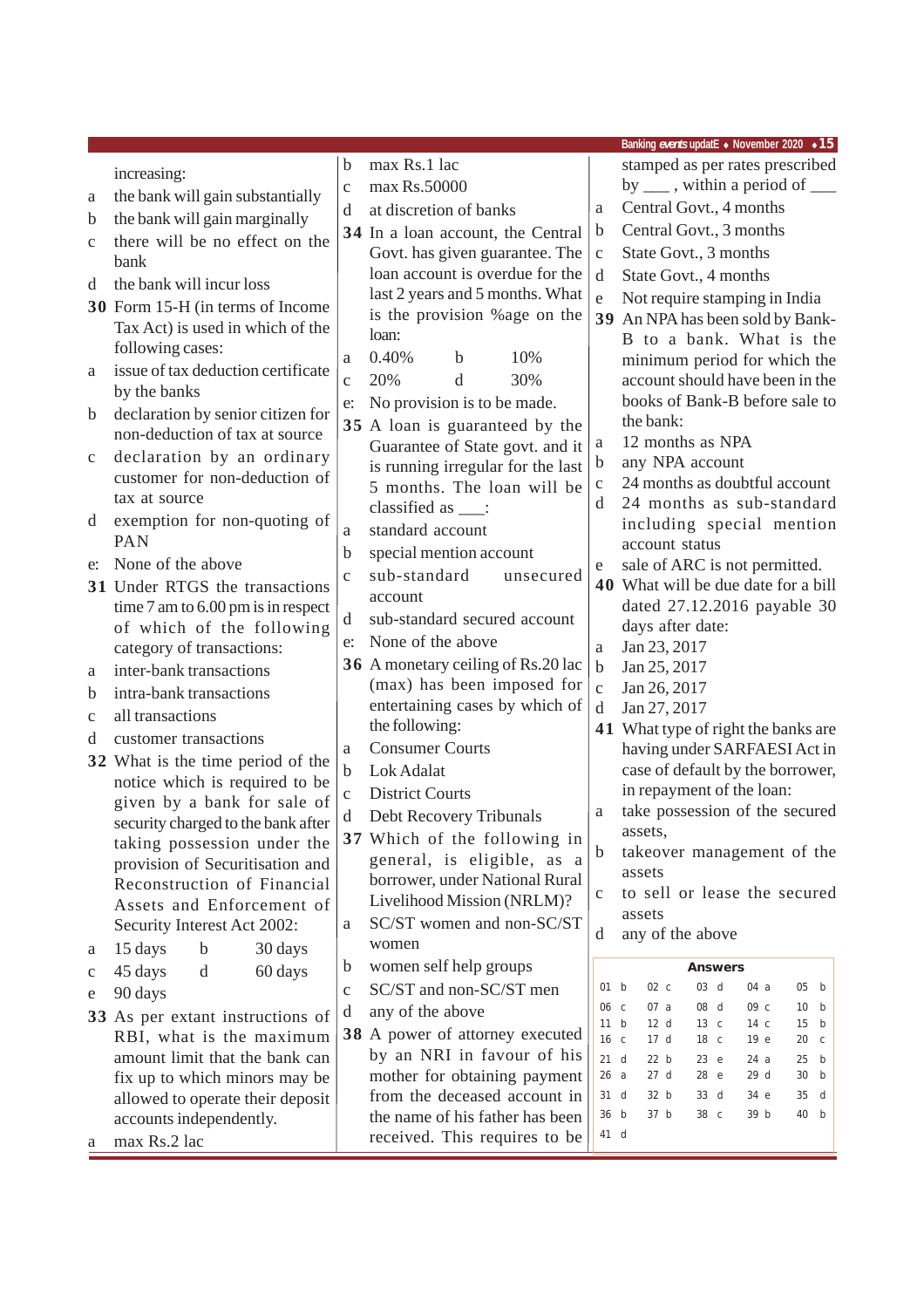increasing:

a the bank will gain substantially

b the bank will gain marginally

c there will be no effect on the bank

d the bank will incur loss

**30** Form 15-H (in terms of Income Tax Act) is used in which of the following cases:

a issue of tax deduction certificate by the banks

b declaration by senior citizen for non-deduction of tax at source

c declaration by an ordinary customer for non-deduction of tax at source

d exemption for non-quoting of PAN

e: None of the above

**31** Under RTGS the transactions time 7 am to 6.00 pm is in respect of which of the following category of transactions:

a inter-bank transactions

b intra-bank transactions

c all transactions

d customer transactions

**32** What is the time period of the notice which is required to be given by a bank for sale of security charged to the bank after taking possession under the provision of Securitisation and Reconstruction of Financial Assets and Enforcement of Security Interest Act 2002:

a 15 days b 30 days

c 45 days d 60 days

e 90 days

**33** As per extant instructions of RBI, what is the maximum amount limit that the bank can fix up to which minors may be allowed to operate their deposit accounts independently.

a max Rs.2 lac

b max Rs.1 lac

c max Rs.50000

d at discretion of banks

**34** In a loan account, the Central Govt. has given guarantee. The loan account is overdue for the last 2 years and 5 months. What is the provision %age on the loan:

a 0.40% b 10%

c 20% d 30%

e: No provision is to be made.

**35** A loan is guaranteed by the Guarantee of State govt. and it is running irregular for the last 5 months. The loan will be classified as ___:

a standard account

b special mention account

c sub-standard unsecured account

d sub-standard secured account

e: None of the above

**36** A monetary ceiling of Rs.20 lac (max) has been imposed for entertaining cases by which of the following:

a Consumer Courts

b Lok Adalat

c District Courts

d Debt Recovery Tribunals

**37** Which of the following in general, is eligible, as a borrower, under National Rural Livelihood Mission (NRLM)?

a SC/ST women and non-SC/ST women

b women self help groups

c SC/ST and non-SC/ST men

d any of the above

**38** A power of attorney executed by an NRI in favour of his mother for obtaining payment from the deceased account in the name of his father has been received. This requires to be stamped as per rates prescribed by ___ , within a period of ___

a Central Govt., 4 months

b Central Govt., 3 months

c State Govt., 3 months

d State Govt., 4 months

e Not require stamping in India

**39** An NPA has been sold by Bank-B to a bank. What is the minimum period for which the account should have been in the books of Bank-B before sale to the bank:

a 12 months as NPA

b any NPA account

c 24 months as doubtful account

d 24 months as sub-standard including special mention account status

e sale of ARC is not permitted.

**40** What will be due date for a bill dated 27.12.2016 payable 30 days after date:

a Jan 23, 2017

b Jan 25, 2017

c Jan 26, 2017

d Jan 27, 2017

**41** What type of right the banks are having under SARFAESI Act in case of default by the borrower, in repayment of the loan:

a take possession of the secured assets,

b takeover management of the assets

c to sell or lease the secured assets

d any of the above

**Answers**

| | | | | |
|---|---|---|---|---|
| 01 b | 02 c | 03 d | 04 a | 05 b |
| 06 c | 07 a | 08 d | 09 c | 10 b |
| 11 b | 12 d | 13 c | 14 c | 15 b |
| 16 c | 17 d | 18 c | 19 e | 20 c |
| 21 d | 22 b | 23 e | 24 a | 25 b |
| 26 a | 27 d | 28 e | 29 d | 30 b |
| 31 d | 32 b | 33 d | 34 e | 35 d |
| 36 b | 37 b | 38 c | 39 b | 40 b |
| 41 d | | | | |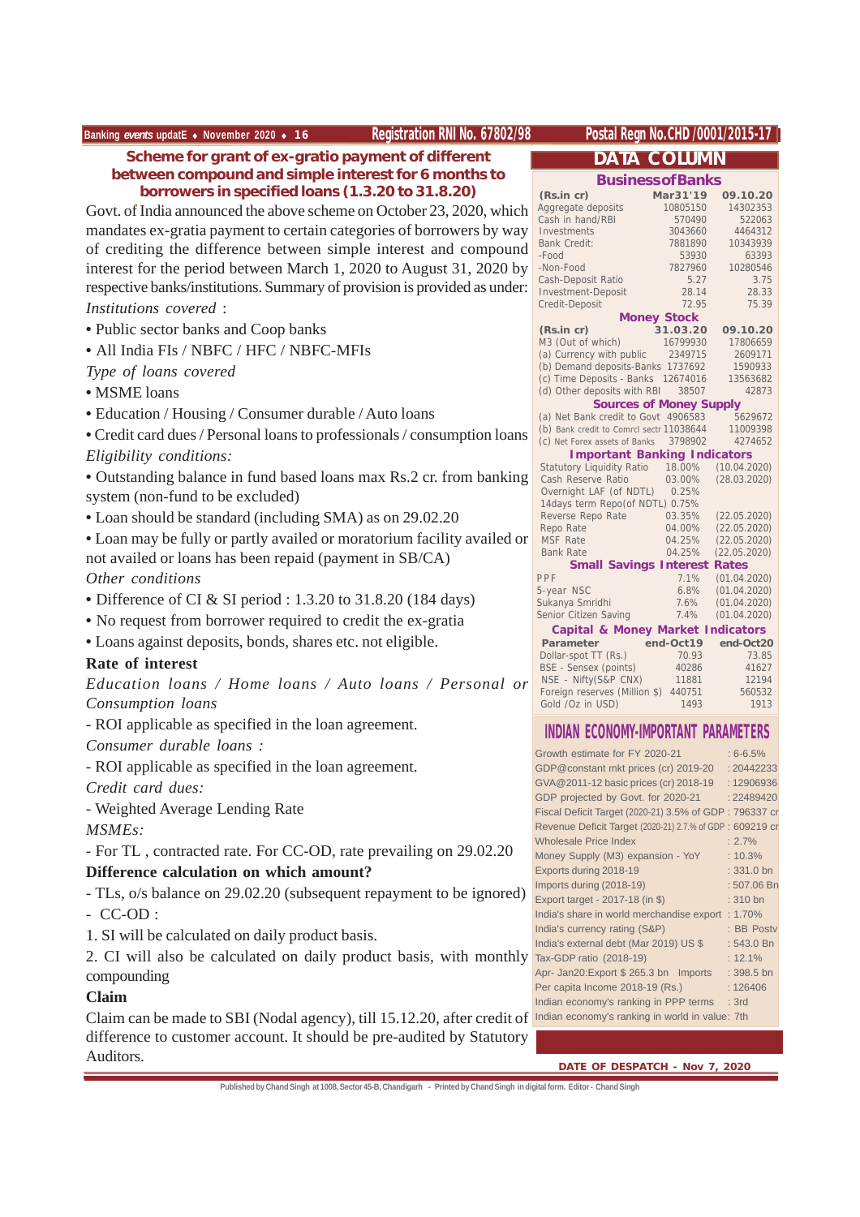## Scheme for grant of ex-gratio payment of different between compound and simple interest for 6 months to borrowers in specified loans (1.3.20 to 31.8.20)

Govt. of India announced the above scheme on October 23, 2020, which mandates ex-gratia payment to certain categories of borrowers by way of crediting the difference between simple interest and compound interest for the period between March 1, 2020 to August 31, 2020 by respective banks/institutions. Summary of provision is provided as under:

*Institutions covered* :

- Public sector banks and Coop banks
- All India FIs / NBFC / HFC / NBFC-MFIs

*Type of loans covered*

- MSME loans
- Education / Housing / Consumer durable / Auto loans
- Credit card dues / Personal loans to professionals / consumption loans

*Eligibility conditions:*

- Outstanding balance in fund based loans max Rs.2 cr. from banking system (non-fund to be excluded)
- Loan should be standard (including SMA) as on 29.02.20
- Loan may be fully or partly availed or moratorium facility availed or not availed or loans has been repaid (payment in SB/CA)

*Other conditions*

- Difference of CI & SI period : 1.3.20 to 31.8.20 (184 days)
- No request from borrower required to credit the ex-gratia
- Loans against deposits, bonds, shares etc. not eligible.

**Rate of interest**

*Education loans / Home loans / Auto loans / Personal or Consumption loans*

- ROI applicable as specified in the loan agreement.

*Consumer durable loans :*

- ROI applicable as specified in the loan agreement.

*Credit card dues:*

- Weighted Average Lending Rate

*MSMEs:*

- For TL , contracted rate. For CC-OD, rate prevailing on 29.02.20

**Difference calculation on which amount?**

- TLs, o/s balance on 29.02.20 (subsequent repayment to be ignored)

- CC-OD :

1. SI will be calculated on daily product basis.

2. CI will also be calculated on daily product basis, with monthly compounding

**Claim**

Claim can be made to SBI (Nodal agency), till 15.12.20, after credit of difference to customer account. It should be pre-audited by Statutory Auditors.

## DATA COLUMN

### Business of Banks

| (Rs.in cr) | Mar31'19 | 09.10.20 |
|---|---|---|
| Aggregate deposits | 10805150 | 14302353 |
| Cash in hand/RBI | 570490 | 522063 |
| Investments | 3043660 | 4464312 |
| Bank Credit: | 7881890 | 10343939 |
| -Food | 53930 | 63393 |
| -Non-Food | 7827960 | 10280546 |
| Cash-Deposit Ratio | 5.27 | 3.75 |
| Investment-Deposit | 28.14 | 28.33 |
| Credit-Deposit | 72.95 | 75.39 |

### Money Stock

| (Rs.in cr) | 31.03.20 | 09.10.20 |
|---|---|---|
| M3 (Out of which) | 16799930 | 17806659 |
| (a) Currency with public | 2349715 | 2609171 |
| (b) Demand deposits-Banks | 1737692 | 1590933 |
| (c) Time Deposits - Banks | 12674016 | 13563682 |
| (d) Other deposits with RBI | 38507 | 42873 |

### Sources of Money Supply

| | | |
|---|---|---|
| (a) Net Bank credit to Govt | 4906583 | 5629672 |
| (b) Bank credit to Comrcl sectr | 11038644 | 11009398 |
| (c) Net Forex assets of Banks | 3798902 | 4274652 |

### Important Banking Indicators

| | | |
|---|---|---|
| Statutory Liquidity Ratio | 18.00% | (10.04.2020) |
| Cash Reserve Ratio | 03.00% | (28.03.2020) |
| Overnight LAF (of NDTL) | 0.25% | |
| 14days term Repo(of NDTL) | 0.75% | |
| Reverse Repo Rate | 03.35% | (22.05.2020) |
| Repo Rate | 04.00% | (22.05.2020) |
| MSF Rate | 04.25% | (22.05.2020) |
| Bank Rate | 04.25% | (22.05.2020) |

### Small Savings Interest Rates

| | | |
|---|---|---|
| PPF | 7.1% | (01.04.2020) |
| 5-year NSC | 6.8% | (01.04.2020) |
| Sukanya Smridhi | 7.6% | (01.04.2020) |
| Senior Citizen Saving | 7.4% | (01.04.2020) |

### Capital & Money Market Indicators

| Parameter | end-Oct19 | end-Oct20 |
|---|---|---|
| Dollar-spot TT (Rs.) | 70.93 | 73.85 |
| BSE - Sensex (points) | 40286 | 41627 |
| NSE - Nifty(S&P CNX) | 11881 | 12194 |
| Foreign reserves (Million $) | 440751 | 560532 |
| Gold /Oz in USD) | 1493 | 1913 |

## INDIAN ECONOMY-IMPORTANT PARAMETERS

| | |
|---|---|
| Growth estimate for FY 2020-21 | : 6-6.5% |
| GDP@constant mkt prices (cr) 2019-20 | : 20442233 |
| GVA@2011-12 basic prices (cr) 2018-19 | : 12906936 |
| GDP projected by Govt. for 2020-21 | : 22489420 |
| Fiscal Deficit Target (2020-21) 3.5% of GDP | : 796337 cr |
| Revenue Deficit Target (2020-21) 2.7% of GDP | : 609219 cr |
| Wholesale Price Index | : 2.7% |
| Money Supply (M3) expansion - YoY | : 10.3% |
| Exports during 2018-19 | : 331.0 bn |
| Imports during (2018-19) | : 507.06 Bn |
| Export target - 2017-18 (in $) | : 310 bn |
| India's share in world merchandise export | : 1.70% |
| India's currency rating (S&P) | : BB Postv |
| India's external debt (Mar 2019) US $ | : 543.0 Bn |
| Tax-GDP ratio (2018-19) | : 12.1% |
| Apr- Jan20:Export $ 265.3 bn Imports | : 398.5 bn |
| Per capita Income 2018-19 (Rs.) | : 126406 |
| Indian economy's ranking in PPP terms | : 3rd |
| Indian economy's ranking in world in value | : 7th |

DATE OF DESPATCH - Nov 7, 2020

Published by Chand Singh at 1008, Sector 45-B, Chandigarh - Printed by Chand Singh in digital form. Editor - Chand Singh